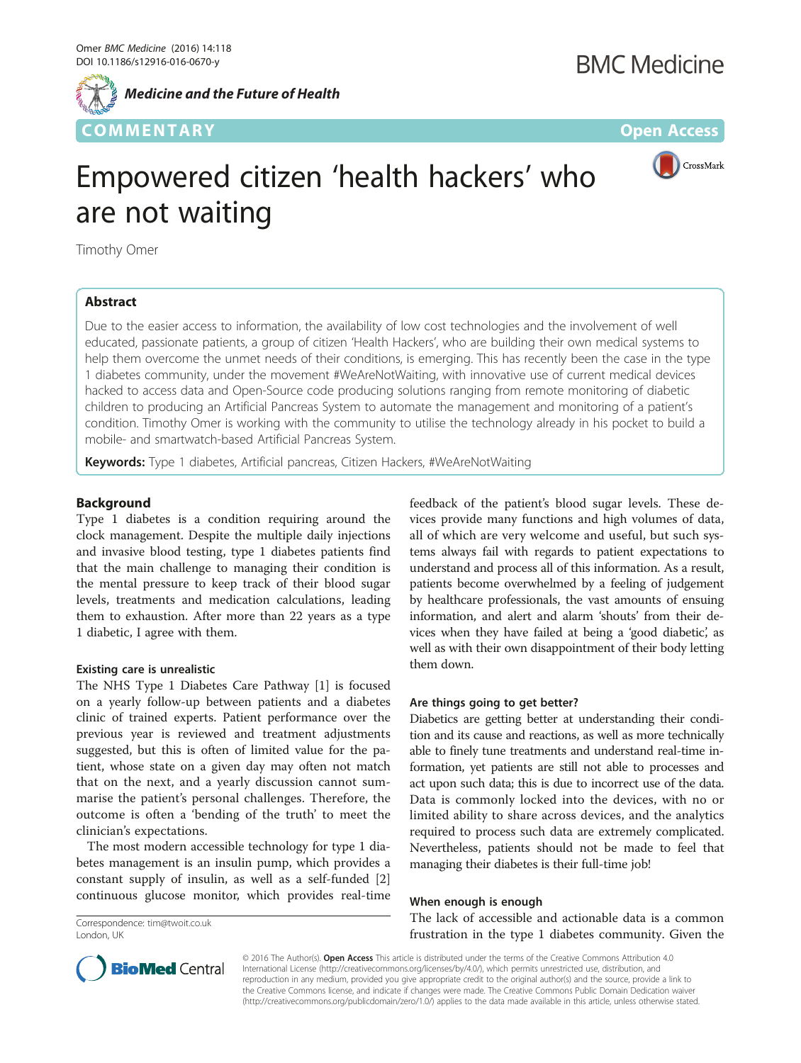COMMENTARY

Open Access

# Empowered citizen 'health hackers' who are not waiting

Timothy Omer

## Abstract

Due to the easier access to information, the availability of low cost technologies and the involvement of well educated, passionate patients, a group of citizen 'Health Hackers', who are building their own medical systems to help them overcome the unmet needs of their conditions, is emerging. This has recently been the case in the type 1 diabetes community, under the movement #WeAreNotWaiting, with innovative use of current medical devices hacked to access data and Open-Source code producing solutions ranging from remote monitoring of diabetic children to producing an Artificial Pancreas System to automate the management and monitoring of a patient's condition. Timothy Omer is working with the community to utilise the technology already in his pocket to build a mobile- and smartwatch-based Artificial Pancreas System.

**Keywords:** Type 1 diabetes, Artificial pancreas, Citizen Hackers, #WeAreNotWaiting

## Background

Type 1 diabetes is a condition requiring around the clock management. Despite the multiple daily injections and invasive blood testing, type 1 diabetes patients find that the main challenge to managing their condition is the mental pressure to keep track of their blood sugar levels, treatments and medication calculations, leading them to exhaustion. After more than 22 years as a type 1 diabetic, I agree with them.

### Existing care is unrealistic

The NHS Type 1 Diabetes Care Pathway [1] is focused on a yearly follow-up between patients and a diabetes clinic of trained experts. Patient performance over the previous year is reviewed and treatment adjustments suggested, but this is often of limited value for the patient, whose state on a given day may often not match that on the next, and a yearly discussion cannot summarise the patient's personal challenges. Therefore, the outcome is often a 'bending of the truth' to meet the clinician's expectations.

The most modern accessible technology for type 1 diabetes management is an insulin pump, which provides a constant supply of insulin, as well as a self-funded [2] continuous glucose monitor, which provides real-time feedback of the patient's blood sugar levels. These devices provide many functions and high volumes of data, all of which are very welcome and useful, but such systems always fail with regards to patient expectations to understand and process all of this information. As a result, patients become overwhelmed by a feeling of judgement by healthcare professionals, the vast amounts of ensuing information, and alert and alarm 'shouts' from their devices when they have failed at being a 'good diabetic', as well as with their own disappointment of their body letting them down.

### Are things going to get better?

Diabetics are getting better at understanding their condition and its cause and reactions, as well as more technically able to finely tune treatments and understand real-time information, yet patients are still not able to processes and act upon such data; this is due to incorrect use of the data. Data is commonly locked into the devices, with no or limited ability to share across devices, and the analytics required to process such data are extremely complicated. Nevertheless, patients should not be made to feel that managing their diabetes is their full-time job!

### When enough is enough

The lack of accessible and actionable data is a common frustration in the type 1 diabetes community. Given the

Correspondence: tim@twoit.co.uk
London, UK

© 2016 The Author(s). **Open Access** This article is distributed under the terms of the Creative Commons Attribution 4.0 International License (http://creativecommons.org/licenses/by/4.0/), which permits unrestricted use, distribution, and reproduction in any medium, provided you give appropriate credit to the original author(s) and the source, provide a link to the Creative Commons license, and indicate if changes were made. The Creative Commons Public Domain Dedication waiver (http://creativecommons.org/publicdomain/zero/1.0/) applies to the data made available in this article, unless otherwise stated.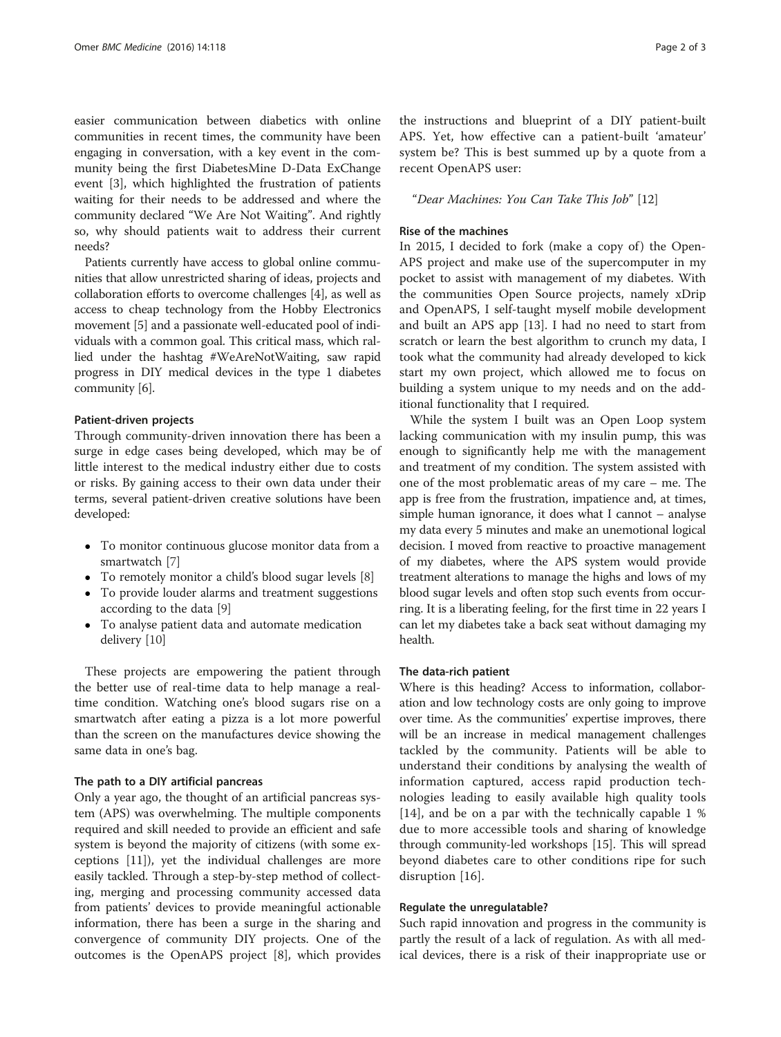easier communication between diabetics with online communities in recent times, the community have been engaging in conversation, with a key event in the community being the first DiabetesMine D-Data ExChange event [3], which highlighted the frustration of patients waiting for their needs to be addressed and where the community declared "We Are Not Waiting". And rightly so, why should patients wait to address their current needs?

Patients currently have access to global online communities that allow unrestricted sharing of ideas, projects and collaboration efforts to overcome challenges [4], as well as access to cheap technology from the Hobby Electronics movement [5] and a passionate well-educated pool of individuals with a common goal. This critical mass, which rallied under the hashtag #WeAreNotWaiting, saw rapid progress in DIY medical devices in the type 1 diabetes community [6].

## Patient-driven projects

Through community-driven innovation there has been a surge in edge cases being developed, which may be of little interest to the medical industry either due to costs or risks. By gaining access to their own data under their terms, several patient-driven creative solutions have been developed:

- To monitor continuous glucose monitor data from a smartwatch [7]
- To remotely monitor a child's blood sugar levels [8]
- To provide louder alarms and treatment suggestions according to the data [9]
- To analyse patient data and automate medication delivery [10]

These projects are empowering the patient through the better use of real-time data to help manage a real-time condition. Watching one's blood sugars rise on a smartwatch after eating a pizza is a lot more powerful than the screen on the manufactures device showing the same data in one's bag.

## The path to a DIY artificial pancreas

Only a year ago, the thought of an artificial pancreas system (APS) was overwhelming. The multiple components required and skill needed to provide an efficient and safe system is beyond the majority of citizens (with some exceptions [11]), yet the individual challenges are more easily tackled. Through a step-by-step method of collecting, merging and processing community accessed data from patients' devices to provide meaningful actionable information, there has been a surge in the sharing and convergence of community DIY projects. One of the outcomes is the OpenAPS project [8], which provides the instructions and blueprint of a DIY patient-built APS. Yet, how effective can a patient-built 'amateur' system be? This is best summed up by a quote from a recent OpenAPS user:

"*Dear Machines: You Can Take This Job*" [12]

## Rise of the machines

In 2015, I decided to fork (make a copy of) the OpenAPS project and make use of the supercomputer in my pocket to assist with management of my diabetes. With the communities Open Source projects, namely xDrip and OpenAPS, I self-taught myself mobile development and built an APS app [13]. I had no need to start from scratch or learn the best algorithm to crunch my data, I took what the community had already developed to kick start my own project, which allowed me to focus on building a system unique to my needs and on the additional functionality that I required.

While the system I built was an Open Loop system lacking communication with my insulin pump, this was enough to significantly help me with the management and treatment of my condition. The system assisted with one of the most problematic areas of my care – me. The app is free from the frustration, impatience and, at times, simple human ignorance, it does what I cannot – analyse my data every 5 minutes and make an unemotional logical decision. I moved from reactive to proactive management of my diabetes, where the APS system would provide treatment alterations to manage the highs and lows of my blood sugar levels and often stop such events from occurring. It is a liberating feeling, for the first time in 22 years I can let my diabetes take a back seat without damaging my health.

## The data-rich patient

Where is this heading? Access to information, collaboration and low technology costs are only going to improve over time. As the communities' expertise improves, there will be an increase in medical management challenges tackled by the community. Patients will be able to understand their conditions by analysing the wealth of information captured, access rapid production technologies leading to easily available high quality tools [14], and be on a par with the technically capable 1 % due to more accessible tools and sharing of knowledge through community-led workshops [15]. This will spread beyond diabetes care to other conditions ripe for such disruption [16].

## Regulate the unregulatable?

Such rapid innovation and progress in the community is partly the result of a lack of regulation. As with all medical devices, there is a risk of their inappropriate use or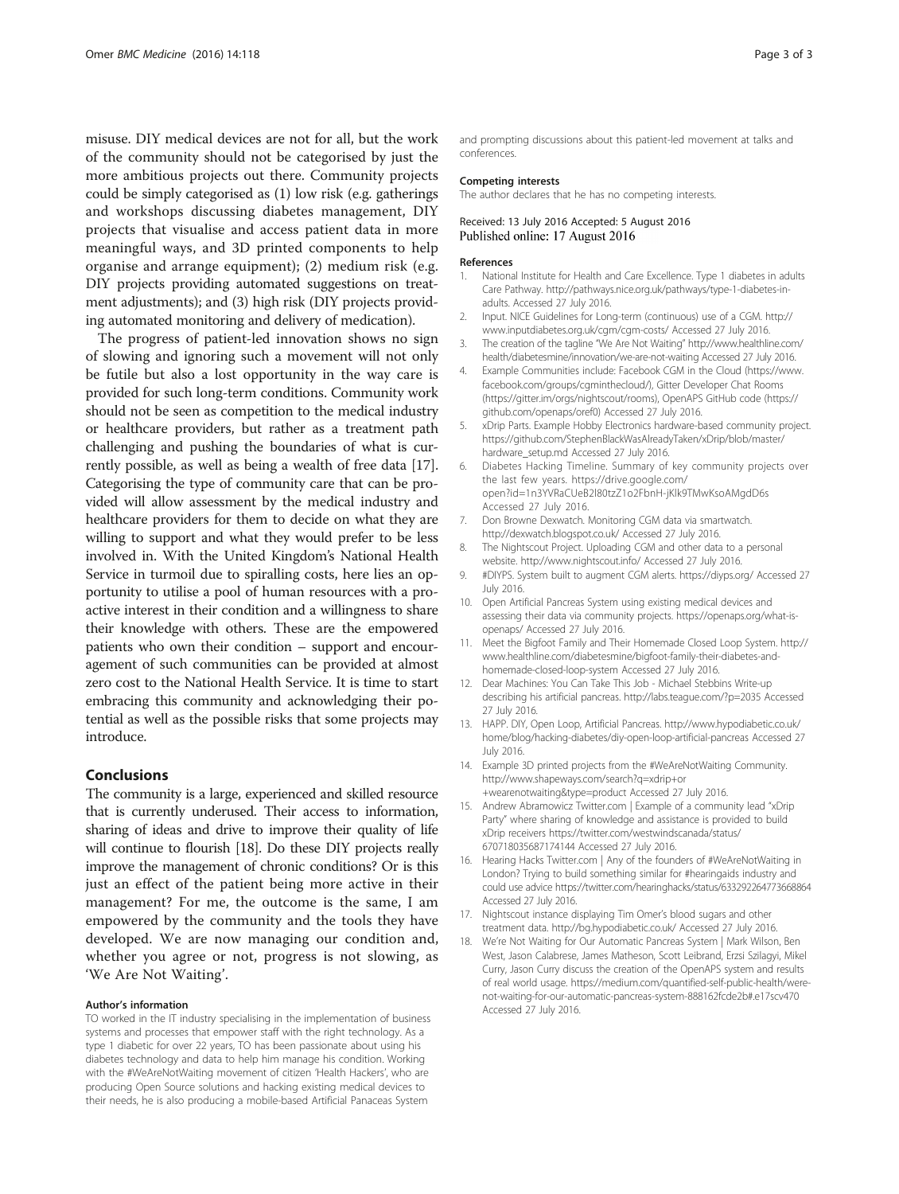misuse. DIY medical devices are not for all, but the work of the community should not be categorised by just the more ambitious projects out there. Community projects could be simply categorised as (1) low risk (e.g. gatherings and workshops discussing diabetes management, DIY projects that visualise and access patient data in more meaningful ways, and 3D printed components to help organise and arrange equipment); (2) medium risk (e.g. DIY projects providing automated suggestions on treatment adjustments); and (3) high risk (DIY projects providing automated monitoring and delivery of medication).

The progress of patient-led innovation shows no sign of slowing and ignoring such a movement will not only be futile but also a lost opportunity in the way care is provided for such long-term conditions. Community work should not be seen as competition to the medical industry or healthcare providers, but rather as a treatment path challenging and pushing the boundaries of what is currently possible, as well as being a wealth of free data [17]. Categorising the type of community care that can be provided will allow assessment by the medical industry and healthcare providers for them to decide on what they are willing to support and what they would prefer to be less involved in. With the United Kingdom's National Health Service in turmoil due to spiralling costs, here lies an opportunity to utilise a pool of human resources with a proactive interest in their condition and a willingness to share their knowledge with others. These are the empowered patients who own their condition – support and encouragement of such communities can be provided at almost zero cost to the National Health Service. It is time to start embracing this community and acknowledging their potential as well as the possible risks that some projects may introduce.

## Conclusions

The community is a large, experienced and skilled resource that is currently underused. Their access to information, sharing of ideas and drive to improve their quality of life will continue to flourish [18]. Do these DIY projects really improve the management of chronic conditions? Or is this just an effect of the patient being more active in their management? For me, the outcome is the same, I am empowered by the community and the tools they have developed. We are now managing our condition and, whether you agree or not, progress is not slowing, as 'We Are Not Waiting'.

#### Author's information

TO worked in the IT industry specialising in the implementation of business systems and processes that empower staff with the right technology. As a type 1 diabetic for over 22 years, TO has been passionate about using his diabetes technology and data to help him manage his condition. Working with the #WeAreNotWaiting movement of citizen 'Health Hackers', who are producing Open Source solutions and hacking existing medical devices to their needs, he is also producing a mobile-based Artificial Panaceas System and prompting discussions about this patient-led movement at talks and conferences.

#### Competing interests

The author declares that he has no competing interests.

Received: 13 July 2016 Accepted: 5 August 2016
Published online: 17 August 2016

#### References

1. National Institute for Health and Care Excellence. Type 1 diabetes in adults Care Pathway. http://pathways.nice.org.uk/pathways/type-1-diabetes-in-adults. Accessed 27 July 2016.
2. Input. NICE Guidelines for Long-term (continuous) use of a CGM. http://www.inputdiabetes.org.uk/cgm/cgm-costs/ Accessed 27 July 2016.
3. The creation of the tagline "We Are Not Waiting" http://www.healthline.com/health/diabetesmine/innovation/we-are-not-waiting Accessed 27 July 2016.
4. Example Communities include: Facebook CGM in the Cloud (https://www.facebook.com/groups/cgminthecloud/), Gitter Developer Chat Rooms (https://gitter.im/orgs/nightscout/rooms), OpenAPS GitHub code (https://github.com/openaps/oref0) Accessed 27 July 2016.
5. xDrip Parts. Example Hobby Electronics hardware-based community project. https://github.com/StephenBlackWasAlreadyTaken/xDrip/blob/master/hardware_setup.md Accessed 27 July 2016.
6. Diabetes Hacking Timeline. Summary of key community projects over the last few years. https://drive.google.com/open?id=1n3YVRaCUeB2I80tzZ1o2FbnH-jKIk9TMwKsoAMgdD6s Accessed 27 July 2016.
7. Don Browne Dexwatch. Monitoring CGM data via smartwatch. http://dexwatch.blogspot.co.uk/ Accessed 27 July 2016.
8. The Nightscout Project. Uploading CGM and other data to a personal website. http://www.nightscout.info/ Accessed 27 July 2016.
9. #DIYPS. System built to augment CGM alerts. https://diyps.org/ Accessed 27 July 2016.
10. Open Artificial Pancreas System using existing medical devices and assessing their data via community projects. https://openaps.org/what-is-openaps/ Accessed 27 July 2016.
11. Meet the Bigfoot Family and Their Homemade Closed Loop System. http://www.healthline.com/diabetesmine/bigfoot-family-their-diabetes-and-homemade-closed-loop-system Accessed 27 July 2016.
12. Dear Machines: You Can Take This Job - Michael Stebbins Write-up describing his artificial pancreas. http://labs.teague.com/?p=2035 Accessed 27 July 2016.
13. HAPP. DIY, Open Loop, Artificial Pancreas. http://www.hypodiabetic.co.uk/home/blog/hacking-diabetes/diy-open-loop-artificial-pancreas Accessed 27 July 2016.
14. Example 3D printed projects from the #WeAreNotWaiting Community. http://www.shapeways.com/search?q=xdrip+or+wearenotwaiting&type=product Accessed 27 July 2016.
15. Andrew Abramowicz Twitter.com | Example of a community lead "xDrip Party" where sharing of knowledge and assistance is provided to build xDrip receivers https://twitter.com/westwindscanada/status/670718035687174144 Accessed 27 July 2016.
16. Hearing Hacks Twitter.com | Any of the founders of #WeAreNotWaiting in London? Trying to build something similar for #hearingaids industry and could use advice https://twitter.com/hearinghacks/status/633292264773668864 Accessed 27 July 2016.
17. Nightscout instance displaying Tim Omer's blood sugars and other treatment data. http://bg.hypodiabetic.co.uk/ Accessed 27 July 2016.
18. We're Not Waiting for Our Automatic Pancreas System | Mark Wilson, Ben West, Jason Calabrese, James Matheson, Scott Leibrand, Erzsi Szilagyi, Mikel Curry, Jason Curry discuss the creation of the OpenAPS system and results of real world usage. https://medium.com/quantified-self-public-health/were-not-waiting-for-our-automatic-pancreas-system-888162fcde2b#.e17scv470 Accessed 27 July 2016.